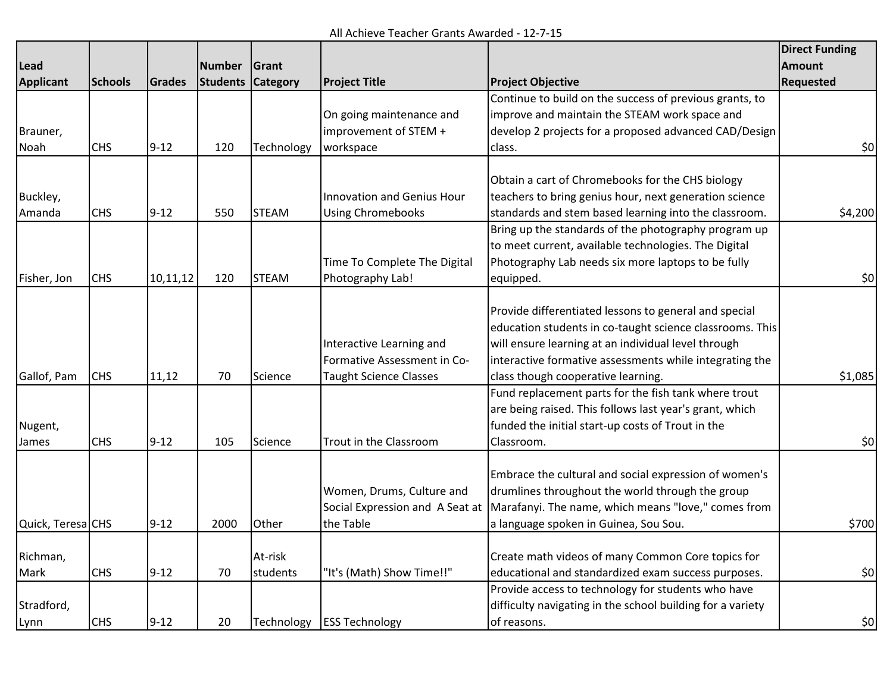All Achieve Teacher Grants Awarded - 12-7-15

| Lead Applicant | Schools | Grades | Number Students | Grant Category | Project Title | Project Objective | Direct Funding Amount Requested |
|---|---|---|---|---|---|---|---|
| Brauner, Noah | CHS | 9-12 | 120 | Technology | On going maintenance and improvement of STEM + workspace | Continue to build on the success of previous grants, to improve and maintain the STEAM work space and develop 2 projects for a proposed advanced CAD/Design class. | $0 |
| Buckley, Amanda | CHS | 9-12 | 550 | STEAM | Innovation and Genius Hour Using Chromebooks | Obtain a cart of Chromebooks for the CHS biology teachers to bring genius hour, next generation science standards and stem based learning into the classroom. | $4,200 |
| Fisher, Jon | CHS | 10,11,12 | 120 | STEAM | Time To Complete The Digital Photography Lab! | Bring up the standards of the photography program up to meet current, available technologies. The Digital Photography Lab needs six more laptops to be fully equipped. | $0 |
| Gallof, Pam | CHS | 11,12 | 70 | Science | Interactive Learning and Formative Assessment in Co-Taught Science Classes | Provide differentiated lessons to general and special education students in co-taught science classrooms. This will ensure learning at an individual level through interactive formative assessments while integrating the class though cooperative learning. | $1,085 |
| Nugent, James | CHS | 9-12 | 105 | Science | Trout in the Classroom | Fund replacement parts for the fish tank where trout are being raised. This follows last year's grant, which funded the initial start-up costs of Trout in the Classroom. | $0 |
| Quick, Teresa | CHS | 9-12 | 2000 | Other | Women, Drums, Culture and Social Expression and A Seat at the Table | Embrace the cultural and social expression of women's drumlines throughout the world through the group Marafanyi. The name, which means "love," comes from a language spoken in Guinea, Sou Sou. | $700 |
| Richman, Mark | CHS | 9-12 | 70 | At-risk students | "It's (Math) Show Time!!" | Create math videos of many Common Core topics for educational and standardized exam success purposes. | $0 |
| Stradford, Lynn | CHS | 9-12 | 20 | Technology | ESS Technology | Provide access to technology for students who have difficulty navigating in the school building for a variety of reasons. | $0 |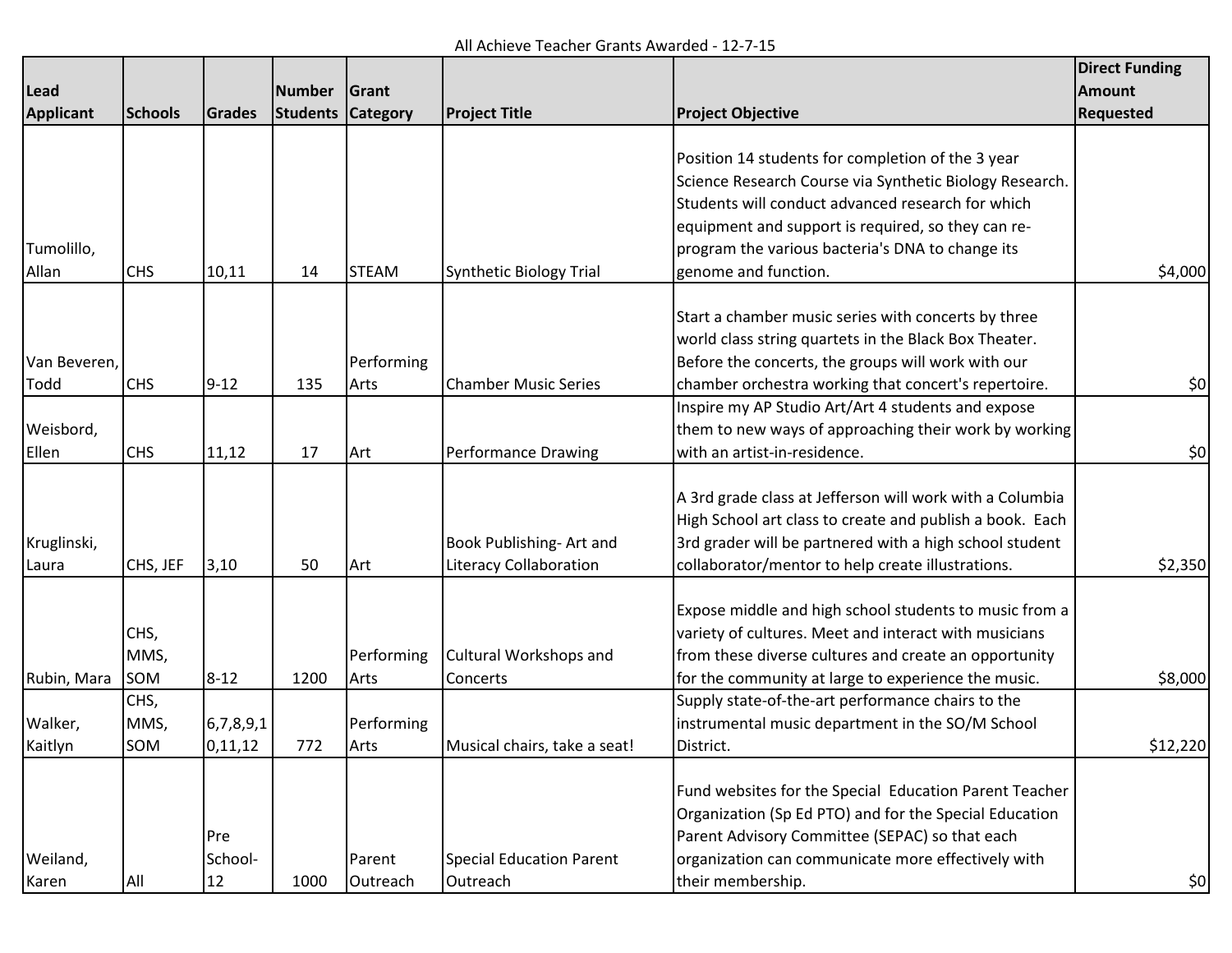All Achieve Teacher Grants Awarded - 12-7-15

| Lead Applicant | Schools | Grades | Number Students | Grant Category | Project Title | Project Objective | Direct Funding Amount Requested |
|---|---|---|---|---|---|---|---|
| Tumolillo, Allan | CHS | 10,11 | 14 | STEAM | Synthetic Biology Trial | Position 14 students for completion of the 3 year Science Research Course via Synthetic Biology Research. Students will conduct advanced research for which equipment and support is required, so they can re-program the various bacteria's DNA to change its genome and function. | $4,000 |
| Van Beveren, Todd | CHS | 9-12 | 135 | Performing Arts | Chamber Music Series | Start a chamber music series with concerts by three world class string quartets in the Black Box Theater. Before the concerts, the groups will work with our chamber orchestra working that concert's repertoire. | $0 |
| Weisbord, Ellen | CHS | 11,12 | 17 | Art | Performance Drawing | Inspire my AP Studio Art/Art 4 students and expose them to new ways of approaching their work by working with an artist-in-residence. | $0 |
| Kruglinski, Laura | CHS, JEF | 3,10 | 50 | Art | Book Publishing- Art and Literacy Collaboration | A 3rd grade class at Jefferson will work with a Columbia High School art class to create and publish a book. Each 3rd grader will be partnered with a high school student collaborator/mentor to help create illustrations. | $2,350 |
| Rubin, Mara | CHS, MMS, SOM | 8-12 | 1200 | Performing Arts | Cultural Workshops and Concerts | Expose middle and high school students to music from a variety of cultures. Meet and interact with musicians from these diverse cultures and create an opportunity for the community at large to experience the music. | $8,000 |
| Walker, Kaitlyn | CHS, MMS, SOM | 6,7,8,9,10,11,12 | 772 | Performing Arts | Musical chairs, take a seat! | Supply state-of-the-art performance chairs to the instrumental music department in the SO/M School District. | $12,220 |
| Weiland, Karen | All | Pre School-12 | 1000 | Parent Outreach | Special Education Parent Outreach | Fund websites for the Special Education Parent Teacher Organization (Sp Ed PTO) and for the Special Education Parent Advisory Committee (SEPAC) so that each organization can communicate more effectively with their membership. | $0 |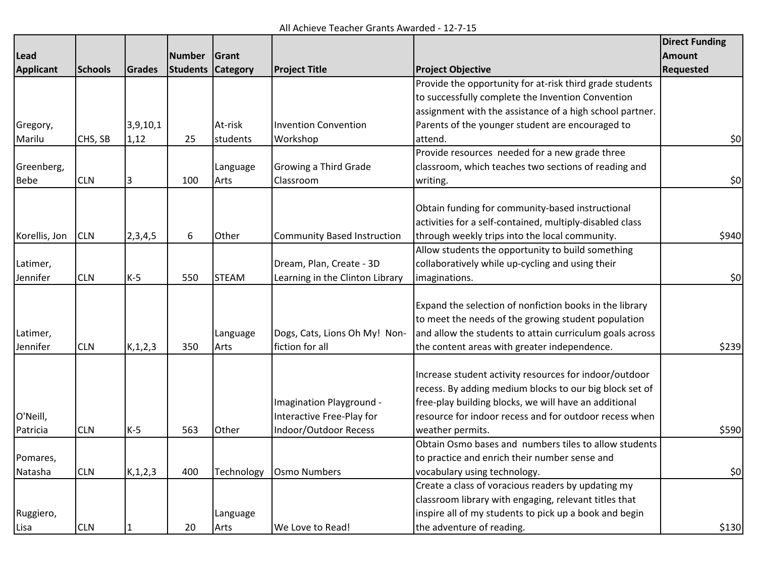All Achieve Teacher Grants Awarded - 12-7-15

| Lead Applicant | Schools | Grades | Number Students | Grant Category | Project Title | Project Objective | Direct Funding Amount Requested |
|---|---|---|---|---|---|---|---|
| Gregory, Marilu | CHS, SB | 3,9,10,11,12 | 25 | At-risk students | Invention Convention Workshop | Provide the opportunity for at-risk third grade students to successfully complete the Invention Convention assignment with the assistance of a high school partner. Parents of the younger student are encouraged to attend. | $0 |
| Greenberg, Bebe | CLN | 3 | 100 | Language Arts | Growing a Third Grade Classroom | Provide resources needed for a new grade three classroom, which teaches two sections of reading and writing. | $0 |
| Korellis, Jon | CLN | 2,3,4,5 | 6 | Other | Community Based Instruction | Obtain funding for community-based instructional activities for a self-contained, multiply-disabled class through weekly trips into the local community. | $940 |
| Latimer, Jennifer | CLN | K-5 | 550 | STEAM | Dream, Plan, Create - 3D Learning in the Clinton Library | Allow students the opportunity to build something collaboratively while up-cycling and using their imaginations. | $0 |
| Latimer, Jennifer | CLN | K,1,2,3 | 350 | Language Arts | Dogs, Cats, Lions Oh My! Non-fiction for all | Expand the selection of nonfiction books in the library to meet the needs of the growing student population and allow the students to attain curriculum goals across the content areas with greater independence. | $239 |
| O'Neill, Patricia | CLN | K-5 | 563 | Other | Imagination Playground - Interactive Free-Play for Indoor/Outdoor Recess | Increase student activity resources for indoor/outdoor recess. By adding medium blocks to our big block set of free-play building blocks, we will have an additional resource for indoor recess and for outdoor recess when weather permits. | $590 |
| Pomares, Natasha | CLN | K,1,2,3 | 400 | Technology | Osmo Numbers | Obtain Osmo bases and numbers tiles to allow students to practice and enrich their number sense and vocabulary using technology. | $0 |
| Ruggiero, Lisa | CLN | 1 | 20 | Language Arts | We Love to Read! | Create a class of voracious readers by updating my classroom library with engaging, relevant titles that inspire all of my students to pick up a book and begin the adventure of reading. | $130 |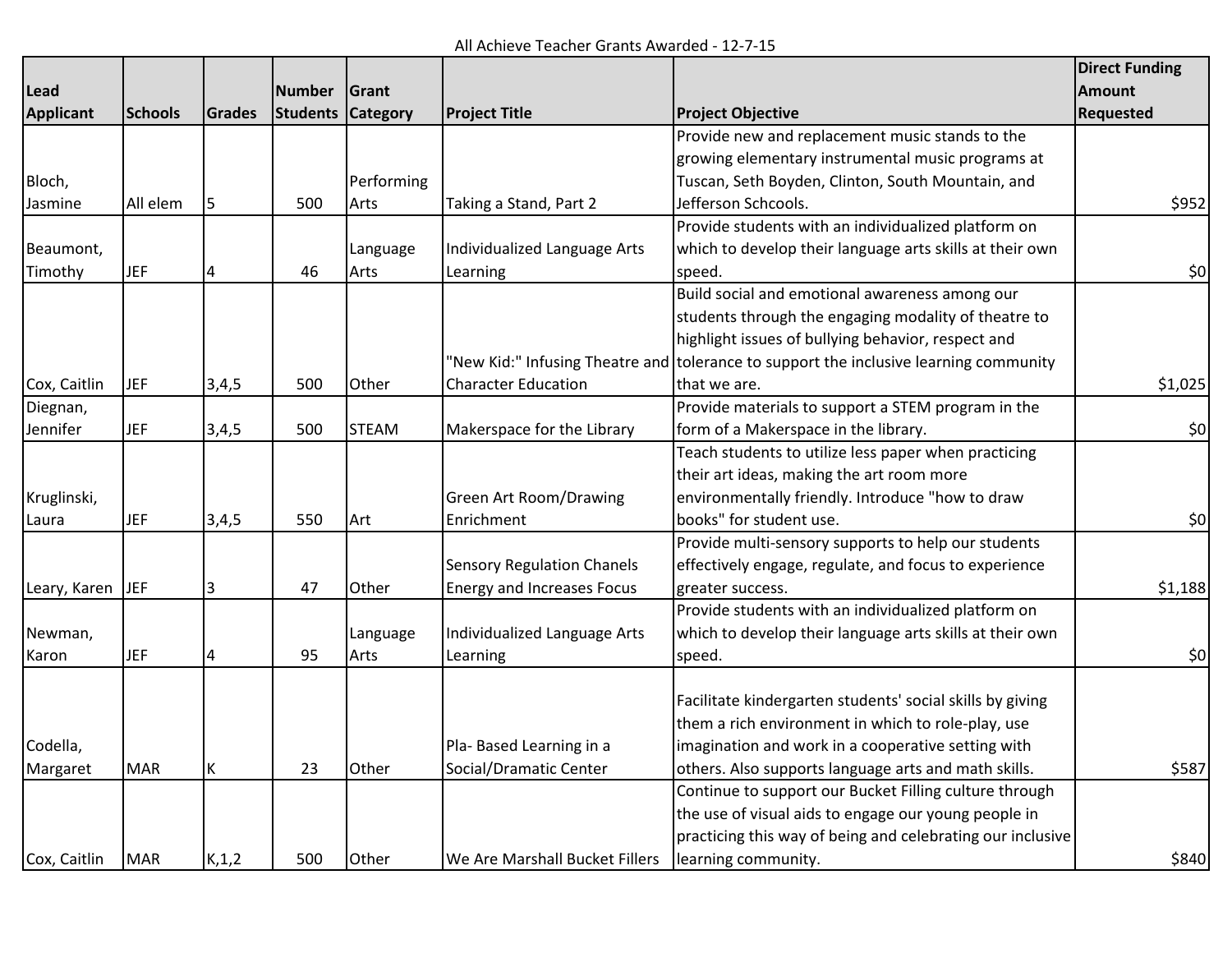All Achieve Teacher Grants Awarded - 12-7-15

| Lead Applicant | Schools | Grades | Number Students | Grant Category | Project Title | Project Objective | Direct Funding Amount Requested |
|---|---|---|---|---|---|---|---|
| Bloch, Jasmine | All elem | 5 | 500 | Performing Arts | Taking a Stand, Part 2 | Provide new and replacement music stands to the growing elementary instrumental music programs at Tuscan, Seth Boyden, Clinton, South Mountain, and Jefferson Schcools. | $952 |
| Beaumont, Timothy | JEF | 4 | 46 | Language Arts | Individualized Language Arts Learning | Provide students with an individualized platform on which to develop their language arts skills at their own speed. | $0 |
| Cox, Caitlin | JEF | 3,4,5 | 500 | Other | "New Kid:" Infusing Theatre and Character Education | Build social and emotional awareness among our students through the engaging modality of theatre to highlight issues of bullying behavior, respect and tolerance to support the inclusive learning community that we are. | $1,025 |
| Diegnan, Jennifer | JEF | 3,4,5 | 500 | STEAM | Makerspace for the Library | Provide materials to support a STEM program in the form of a Makerspace in the library. | $0 |
| Kruglinski, Laura | JEF | 3,4,5 | 550 | Art | Green Art Room/Drawing Enrichment | Teach students to utilize less paper when practicing their art ideas, making the art room more environmentally friendly. Introduce "how to draw books" for student use. | $0 |
| Leary, Karen | JEF | 3 | 47 | Other | Sensory Regulation Chanels Energy and Increases Focus | Provide multi-sensory supports to help our students effectively engage, regulate, and focus to experience greater success. | $1,188 |
| Newman, Karon | JEF | 4 | 95 | Language Arts | Individualized Language Arts Learning | Provide students with an individualized platform on which to develop their language arts skills at their own speed. | $0 |
| Codella, Margaret | MAR | K | 23 | Other | Pla- Based Learning in a Social/Dramatic Center | Facilitate kindergarten students' social skills by giving them a rich environment in which to role-play, use imagination and work in a cooperative setting with others. Also supports language arts and math skills. | $587 |
| Cox, Caitlin | MAR | K,1,2 | 500 | Other | We Are Marshall Bucket Fillers | Continue to support our Bucket Filling culture through the use of visual aids to engage our young people in practicing this way of being and celebrating our inclusive learning community. | $840 |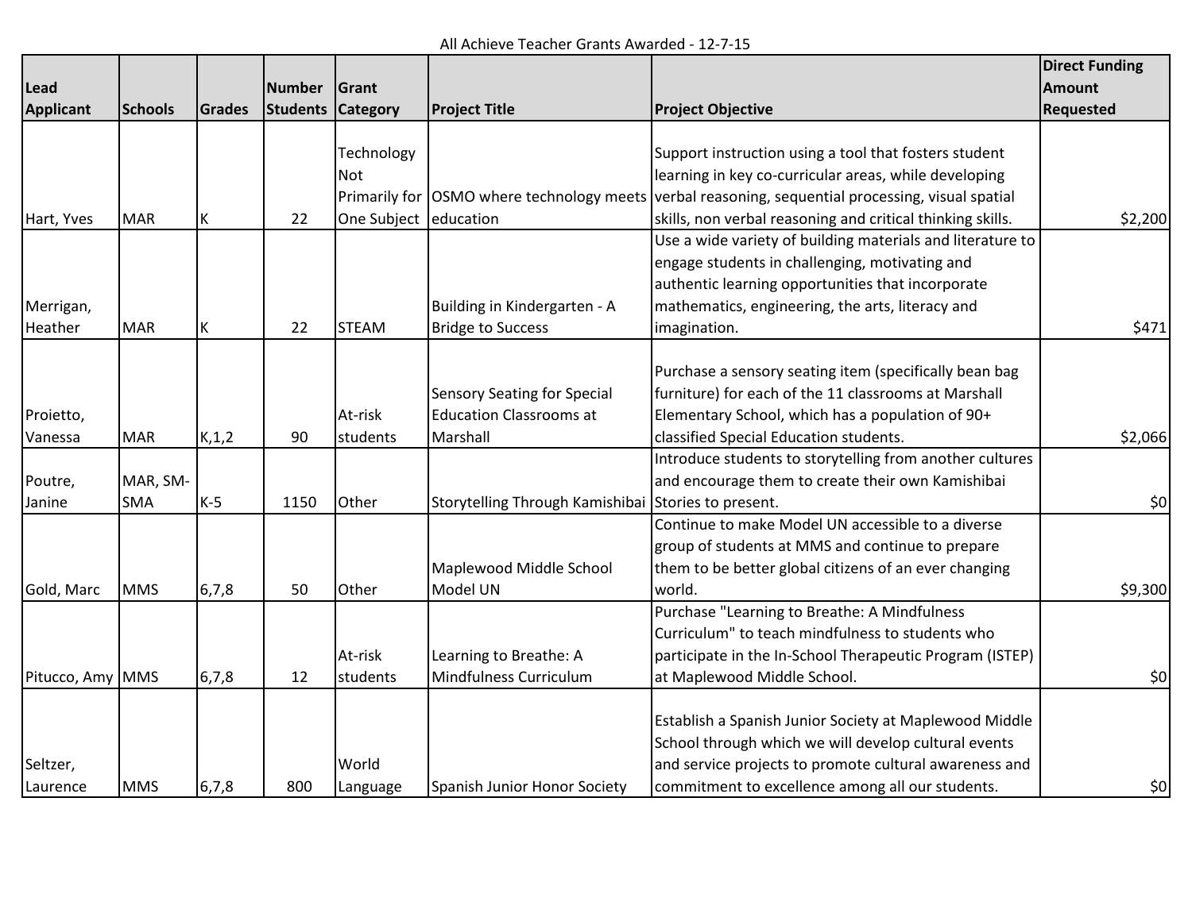All Achieve Teacher Grants Awarded - 12-7-15

| Lead Applicant | Schools | Grades | Number Students | Grant Category | Project Title | Project Objective | Direct Funding Amount Requested |
|---|---|---|---|---|---|---|---|
| Hart, Yves | MAR | K | 22 | Technology Not Primarily for One Subject | OSMO where technology meets education | Support instruction using a tool that fosters student learning in key co-curricular areas, while developing verbal reasoning, sequential processing, visual spatial skills, non verbal reasoning and critical thinking skills. | $2,200 |
| Merrigan, Heather | MAR | K | 22 | STEAM | Building in Kindergarten - A Bridge to Success | Use a wide variety of building materials and literature to engage students in challenging, motivating and authentic learning opportunities that incorporate mathematics, engineering, the arts, literacy and imagination. | $471 |
| Proietto, Vanessa | MAR | K,1,2 | 90 | At-risk students | Sensory Seating for Special Education Classrooms at Marshall | Purchase a sensory seating item (specifically bean bag furniture) for each of the 11 classrooms at Marshall Elementary School, which has a population of 90+ classified Special Education students. | $2,066 |
| Poutre, Janine | MAR, SM-SMA | K-5 | 1150 | Other | Storytelling Through Kamishibai | Introduce students to storytelling from another cultures and encourage them to create their own Kamishibai Stories to present. | $0 |
| Gold, Marc | MMS | 6,7,8 | 50 | Other | Maplewood Middle School Model UN | Continue to make Model UN accessible to a diverse group of students at MMS and continue to prepare them to be better global citizens of an ever changing world. | $9,300 |
| Pitucco, Amy | MMS | 6,7,8 | 12 | At-risk students | Learning to Breathe: A Mindfulness Curriculum | Purchase "Learning to Breathe: A Mindfulness Curriculum" to teach mindfulness to students who participate in the In-School Therapeutic Program (ISTEP) at Maplewood Middle School. | $0 |
| Seltzer, Laurence | MMS | 6,7,8 | 800 | World Language | Spanish Junior Honor Society | Establish a Spanish Junior Society at Maplewood Middle School through which we will develop cultural events and service projects to promote cultural awareness and commitment to excellence among all our students. | $0 |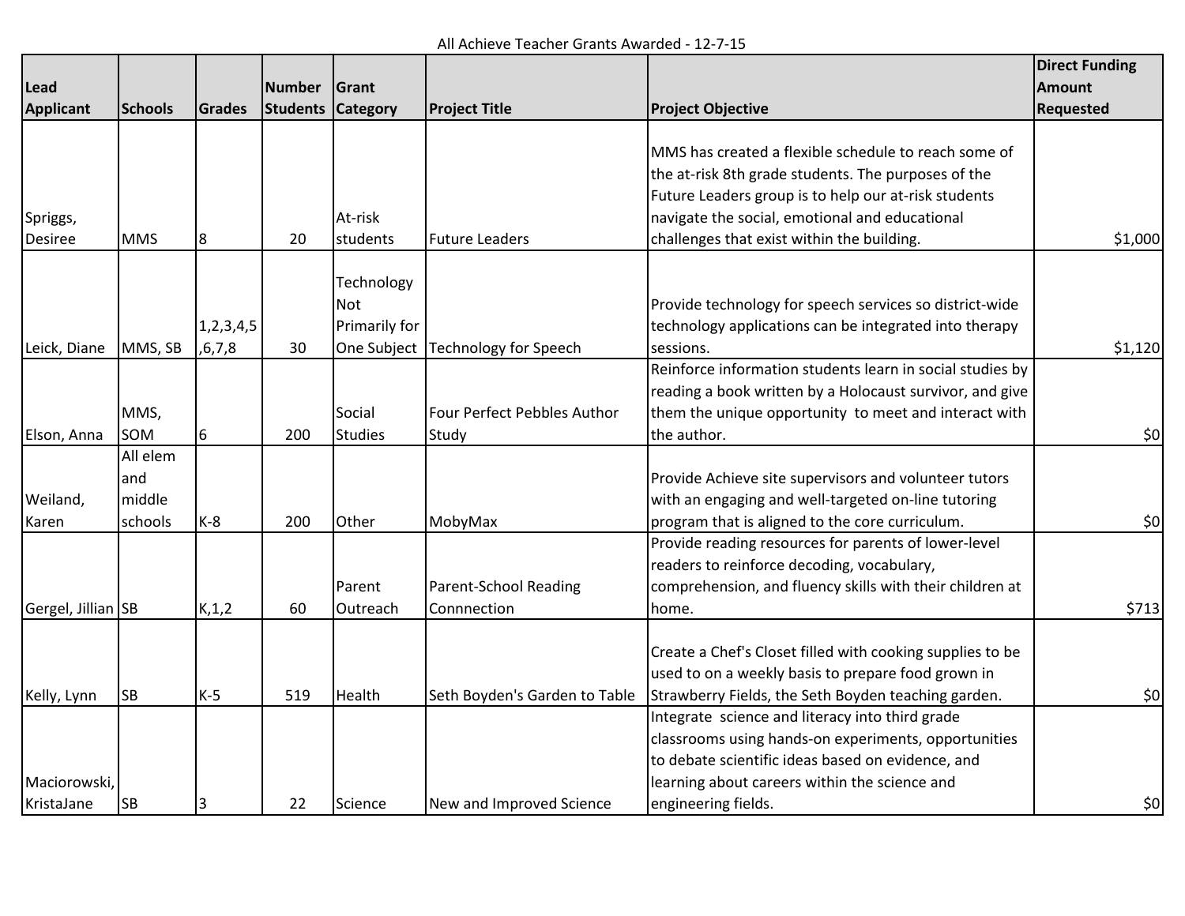All Achieve Teacher Grants Awarded - 12-7-15

| Lead Applicant | Schools | Grades | Number Students | Grant Category | Project Title | Project Objective | Direct Funding Amount Requested |
|---|---|---|---|---|---|---|---|
| Spriggs, Desiree | MMS | 8 | 20 | At-risk students | Future Leaders | MMS has created a flexible schedule to reach some of the at-risk 8th grade students. The purposes of the Future Leaders group is to help our at-risk students navigate the social, emotional and educational challenges that exist within the building. | $1,000 |
| Leick, Diane | MMS, SB | 1,2,3,4,5,6,7,8 | 30 | Technology Not Primarily for One Subject | Technology for Speech | Provide technology for speech services so district-wide technology applications can be integrated into therapy sessions. | $1,120 |
| Elson, Anna | MMS, SOM | 6 | 200 | Social Studies | Four Perfect Pebbles Author Study | Reinforce information students learn in social studies by reading a book written by a Holocaust survivor, and give them the unique opportunity to meet and interact with the author. | $0 |
| Weiland, Karen | All elem and middle schools | K-8 | 200 | Other | MobyMax | Provide Achieve site supervisors and volunteer tutors with an engaging and well-targeted on-line tutoring program that is aligned to the core curriculum. | $0 |
| Gergel, Jillian | SB | K,1,2 | 60 | Parent Outreach | Parent-School Reading Connnection | Provide reading resources for parents of lower-level readers to reinforce decoding, vocabulary, comprehension, and fluency skills with their children at home. | $713 |
| Kelly, Lynn | SB | K-5 | 519 | Health | Seth Boyden's Garden to Table | Create a Chef's Closet filled with cooking supplies to be used to on a weekly basis to prepare food grown in Strawberry Fields, the Seth Boyden teaching garden. | $0 |
| Maciorowski, KristaJane | SB | 3 | 22 | Science | New and Improved Science | Integrate science and literacy into third grade classrooms using hands-on experiments, opportunities to debate scientific ideas based on evidence, and learning about careers within the science and engineering fields. | $0 |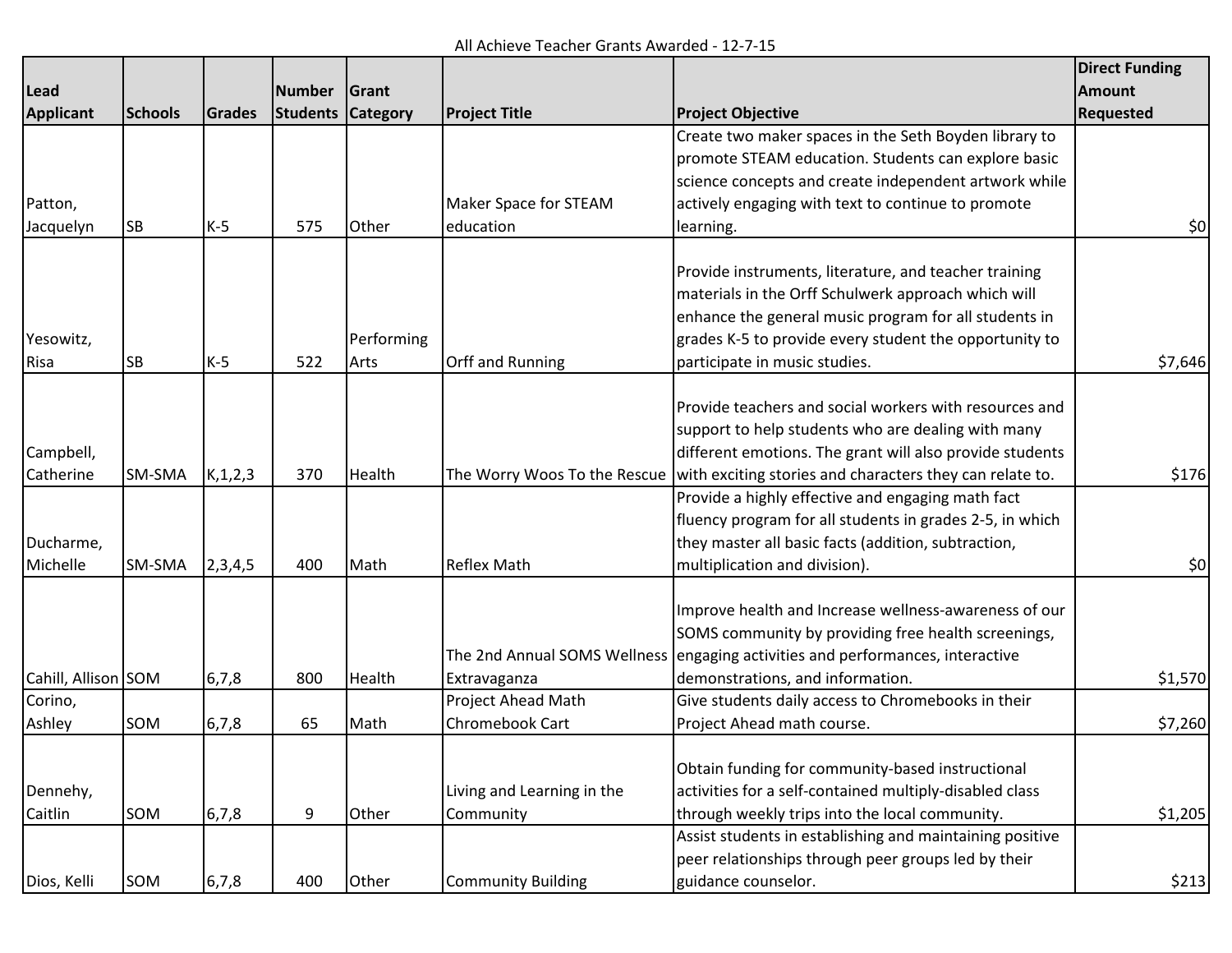All Achieve Teacher Grants Awarded - 12-7-15

| Lead Applicant | Schools | Grades | Number Students | Grant Category | Project Title | Project Objective | Direct Funding Amount Requested |
|---|---|---|---|---|---|---|---|
| Patton, Jacquelyn | SB | K-5 | 575 | Other | Maker Space for STEAM education | Create two maker spaces in the Seth Boyden library to promote STEAM education. Students can explore basic science concepts and create independent artwork while actively engaging with text to continue to promote learning. | $0 |
| Yesowitz, Risa | SB | K-5 | 522 | Performing Arts | Orff and Running | Provide instruments, literature, and teacher training materials in the Orff Schulwerk approach which will enhance the general music program for all students in grades K-5 to provide every student the opportunity to participate in music studies. | $7,646 |
| Campbell, Catherine | SM-SMA | K,1,2,3 | 370 | Health | The Worry Woos To the Rescue | Provide teachers and social workers with resources and support to help students who are dealing with many different emotions. The grant will also provide students with exciting stories and characters they can relate to. | $176 |
| Ducharme, Michelle | SM-SMA | 2,3,4,5 | 400 | Math | Reflex Math | Provide a highly effective and engaging math fact fluency program for all students in grades 2-5, in which they master all basic facts (addition, subtraction, multiplication and division). | $0 |
| Cahill, Allison | SOM | 6,7,8 | 800 | Health | The 2nd Annual SOMS Wellness Extravaganza | Improve health and Increase wellness-awareness of our SOMS community by providing free health screenings, engaging activities and performances, interactive demonstrations, and information. | $1,570 |
| Corino, Ashley | SOM | 6,7,8 | 65 | Math | Project Ahead Math Chromebook Cart | Give students daily access to Chromebooks in their Project Ahead math course. | $7,260 |
| Dennehy, Caitlin | SOM | 6,7,8 | 9 | Other | Living and Learning in the Community | Obtain funding for community-based instructional activities for a self-contained multiply-disabled class through weekly trips into the local community. | $1,205 |
| Dios, Kelli | SOM | 6,7,8 | 400 | Other | Community Building | Assist students in establishing and maintaining positive peer relationships through peer groups led by their guidance counselor. | $213 |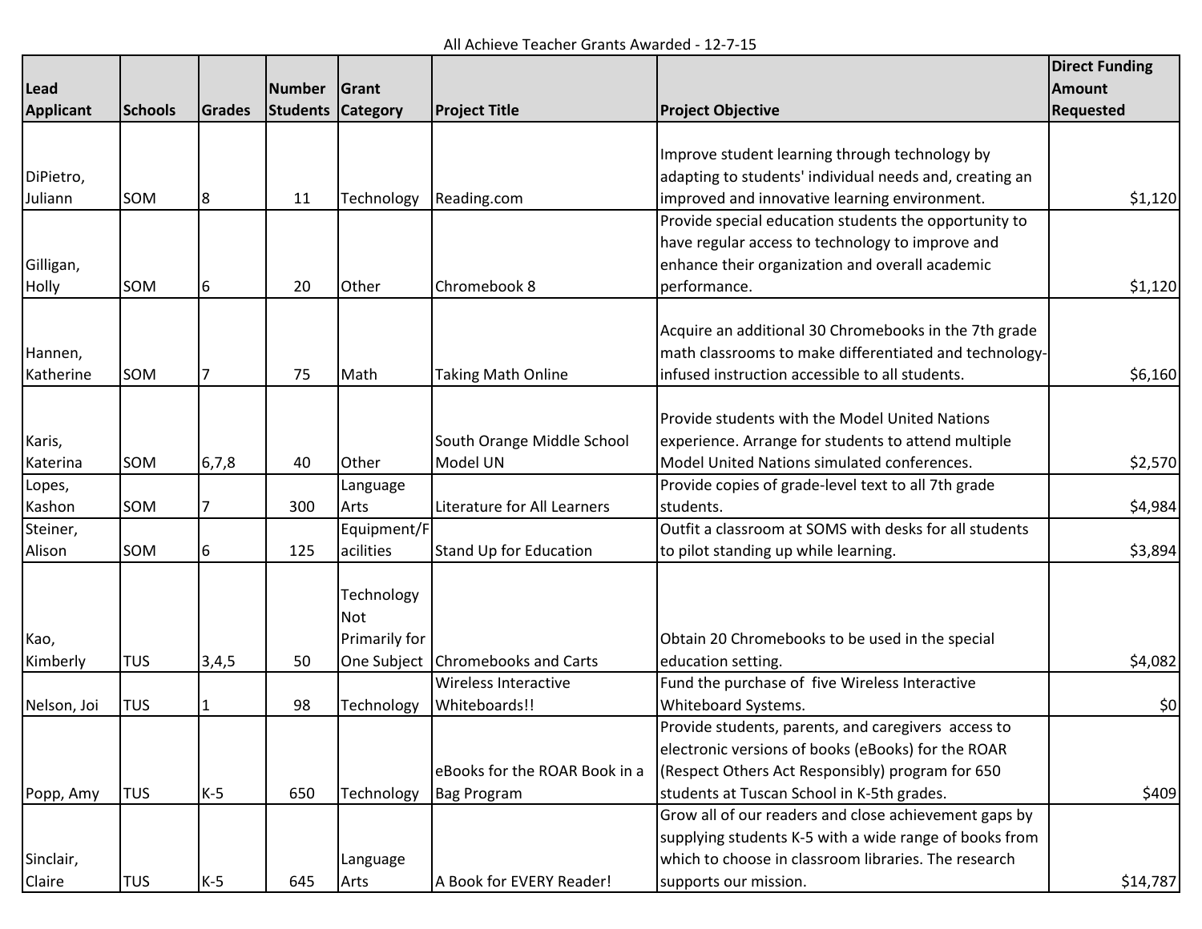All Achieve Teacher Grants Awarded - 12-7-15

| Lead Applicant | Schools | Grades | Number Students | Grant Category | Project Title | Project Objective | Direct Funding Amount Requested |
|---|---|---|---|---|---|---|---|
| DiPietro, Juliann | SOM | 8 | 11 | Technology | Reading.com | Improve student learning through technology by adapting to students' individual needs and, creating an improved and innovative learning environment. | $1,120 |
| Gilligan, Holly | SOM | 6 | 20 | Other | Chromebook 8 | Provide special education students the opportunity to have regular access to technology to improve and enhance their organization and overall academic performance. | $1,120 |
| Hannen, Katherine | SOM | 7 | 75 | Math | Taking Math Online | Acquire an additional 30 Chromebooks in the 7th grade math classrooms to make differentiated and technology-infused instruction accessible to all students. | $6,160 |
| Karis, Katerina | SOM | 6,7,8 | 40 | Other | South Orange Middle School Model UN | Provide students with the Model United Nations experience. Arrange for students to attend multiple Model United Nations simulated conferences. | $2,570 |
| Lopes, Kashon | SOM | 7 | 300 | Language Arts | Literature for All Learners | Provide copies of grade-level text to all 7th grade students. | $4,984 |
| Steiner, Alison | SOM | 6 | 125 | Equipment/Facilities | Stand Up for Education | Outfit a classroom at SOMS with desks for all students to pilot standing up while learning. | $3,894 |
| Kao, Kimberly | TUS | 3,4,5 | 50 | Technology Not Primarily for One Subject | Chromebooks and Carts | Obtain 20 Chromebooks to be used in the special education setting. | $4,082 |
| Nelson, Joi | TUS | 1 | 98 | Technology | Wireless Interactive Whiteboards!! | Fund the purchase of five Wireless Interactive Whiteboard Systems. | $0 |
| Popp, Amy | TUS | K-5 | 650 | Technology | eBooks for the ROAR Book in a Bag Program | Provide students, parents, and caregivers access to electronic versions of books (eBooks) for the ROAR (Respect Others Act Responsibly) program for 650 students at Tuscan School in K-5th grades. | $409 |
| Sinclair, Claire | TUS | K-5 | 645 | Language Arts | A Book for EVERY Reader! | Grow all of our readers and close achievement gaps by supplying students K-5 with a wide range of books from which to choose in classroom libraries. The research supports our mission. | $14,787 |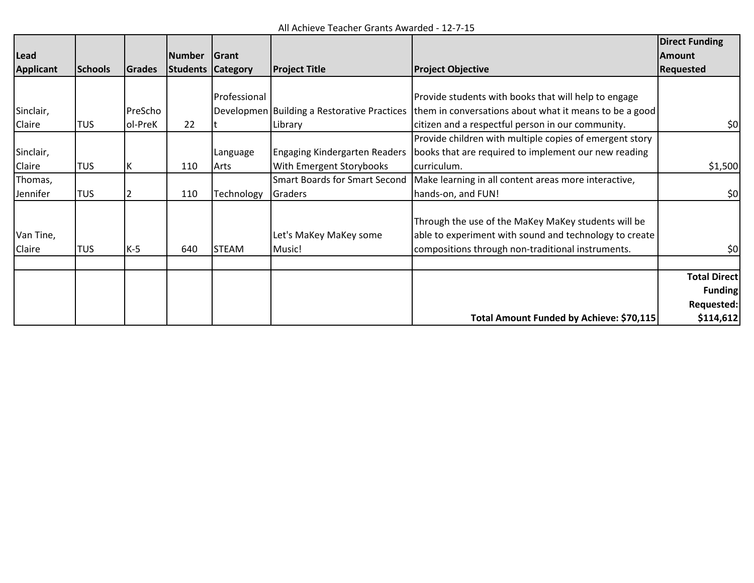All Achieve Teacher Grants Awarded - 12-7-15

| Lead Applicant | Schools | Grades | Number Students | Grant Category | Project Title | Project Objective | Direct Funding Amount Requested |
|---|---|---|---|---|---|---|---|
| Sinclair, Claire | TUS | PreSchool-PreK | 22 | Professional Development | Building a Restorative Practices Library | Provide students with books that will help to engage them in conversations about what it means to be a good citizen and a respectful person in our community. | $0 |
| Sinclair, Claire | TUS | K | 110 | Language Arts | Engaging Kindergarten Readers With Emergent Storybooks | Provide children with multiple copies of emergent story books that are required to implement our new reading curriculum. | $1,500 |
| Thomas, Jennifer | TUS | 2 | 110 | Technology | Smart Boards for Smart Second Graders | Make learning in all content areas more interactive, hands-on, and FUN! | $0 |
| Van Tine, Claire | TUS | K-5 | 640 | STEAM | Let's MaKey MaKey some Music! | Through the use of the MaKey MaKey students will be able to experiment with sound and technology to create compositions through non-traditional instruments. | $0 |
| | | | | | | | |
| | | | | | | **Total Amount Funded by Achieve: $70,115** | **Total Direct Funding Requested: $114,612** |